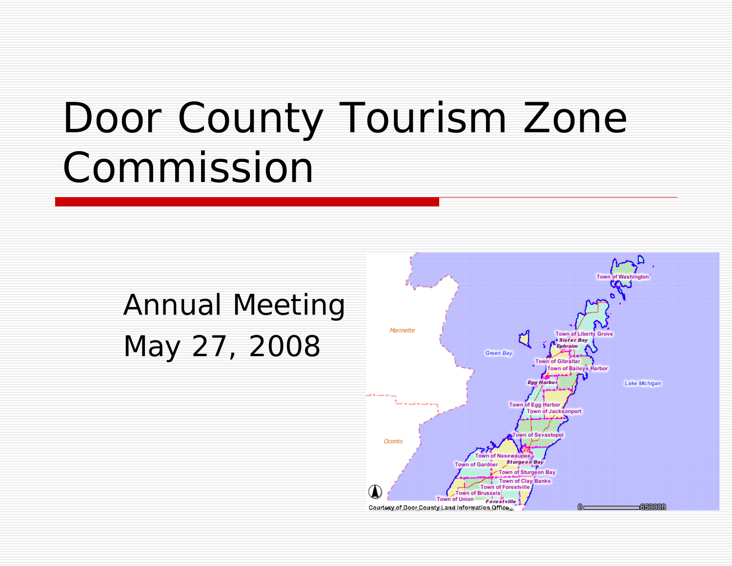# Door County Tourism Zone Commission

Annual Meeting
May 27, 2008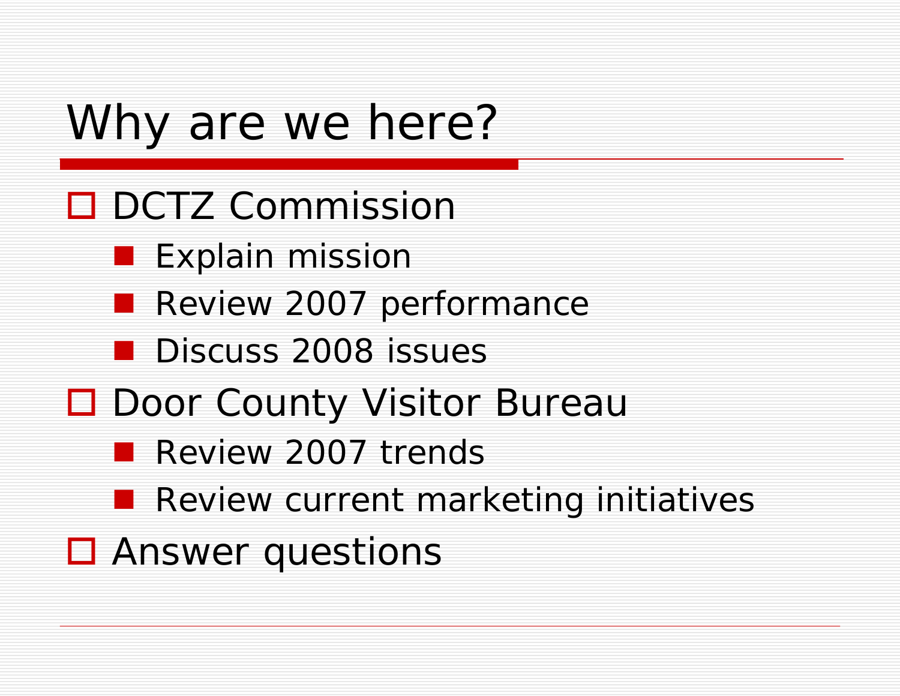# Why are we here?

- DCTZ Commission
  - Explain mission
  - Review 2007 performance
  - Discuss 2008 issues
- Door County Visitor Bureau
  - Review 2007 trends
  - Review current marketing initiatives
- Answer questions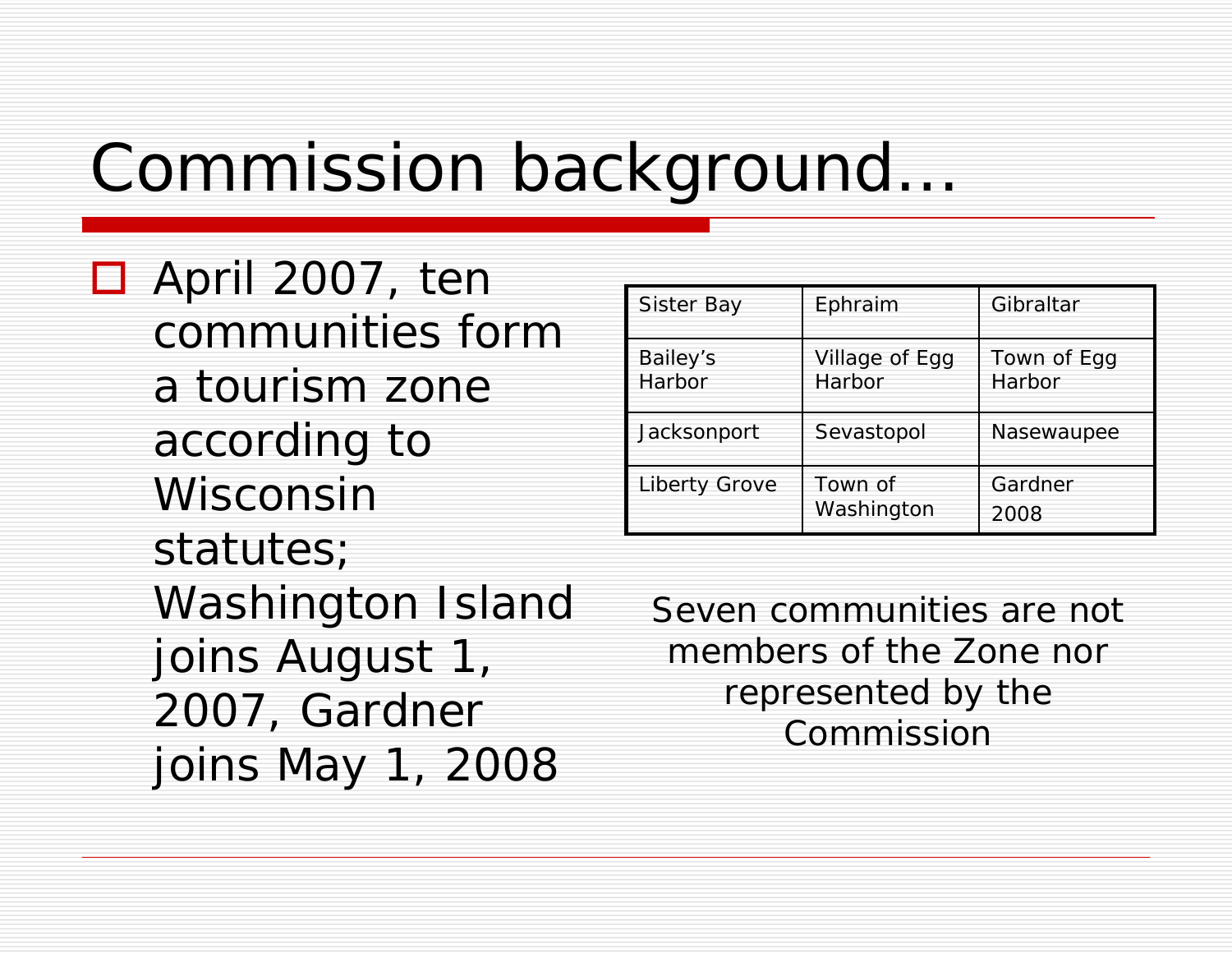# Commission background…

- April 2007, ten communities form a tourism zone according to Wisconsin statutes; Washington Island joins August 1, 2007, Gardner joins May 1, 2008

| Sister Bay | Ephraim | Gibraltar |
|---|---|---|
| Bailey's Harbor | Village of Egg Harbor | Town of Egg Harbor |
| Jacksonport | Sevastopol | Nasewaupee |
| Liberty Grove | Town of Washington | Gardner 2008 |

Seven communities are not members of the Zone nor represented by the Commission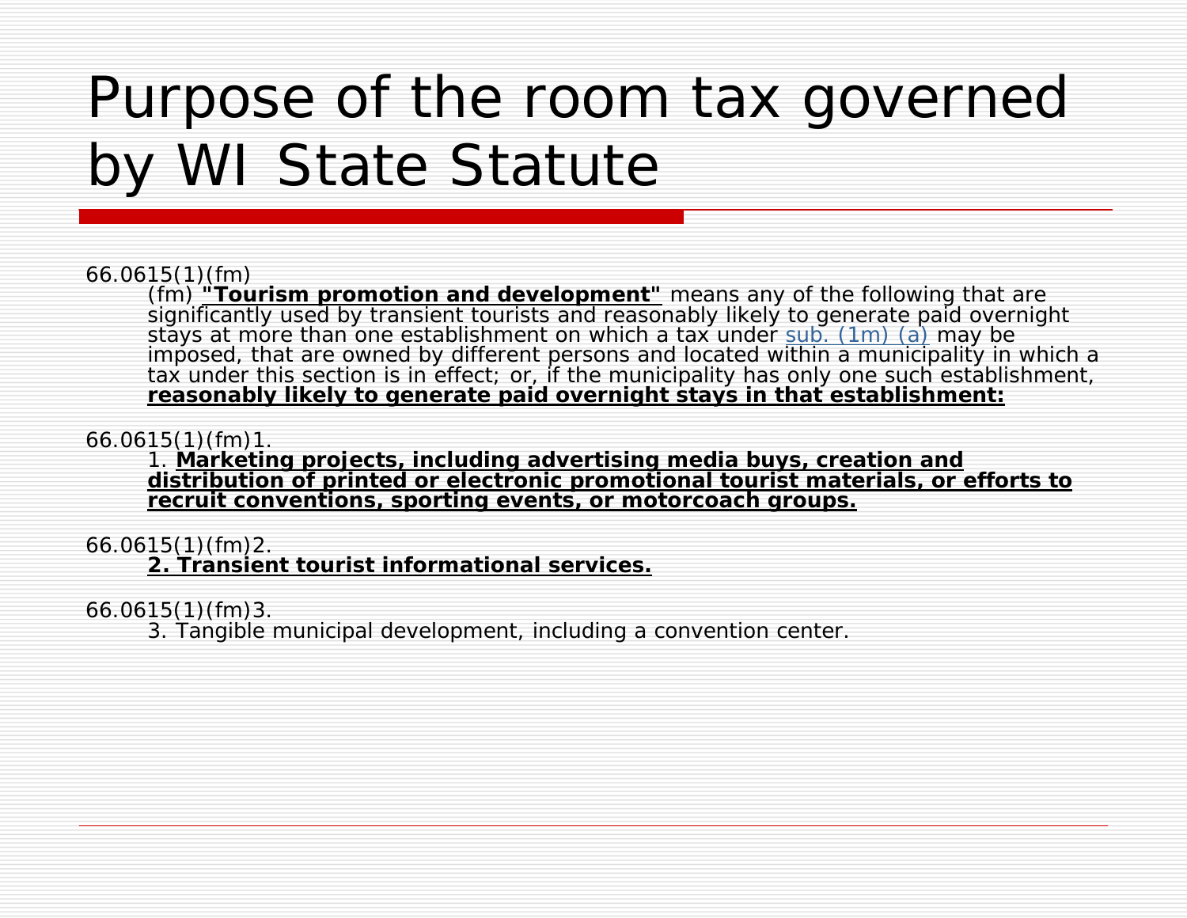# Purpose of the room tax governed by WI State Statute

66.0615(1)(fm)

(fm) **"Tourism promotion and development"** means any of the following that are significantly used by transient tourists and reasonably likely to generate paid overnight stays at more than one establishment on which a tax under sub. (1m) (a) may be imposed, that are owned by different persons and located within a municipality in which a tax under this section is in effect; or, if the municipality has only one such establishment, **reasonably likely to generate paid overnight stays in that establishment:**

66.0615(1)(fm)1.

1. **Marketing projects, including advertising media buys, creation and distribution of printed or electronic promotional tourist materials, or efforts to recruit conventions, sporting events, or motorcoach groups.**

66.0615(1)(fm)2.

**2. Transient tourist informational services.**

66.0615(1)(fm)3.

3. Tangible municipal development, including a convention center.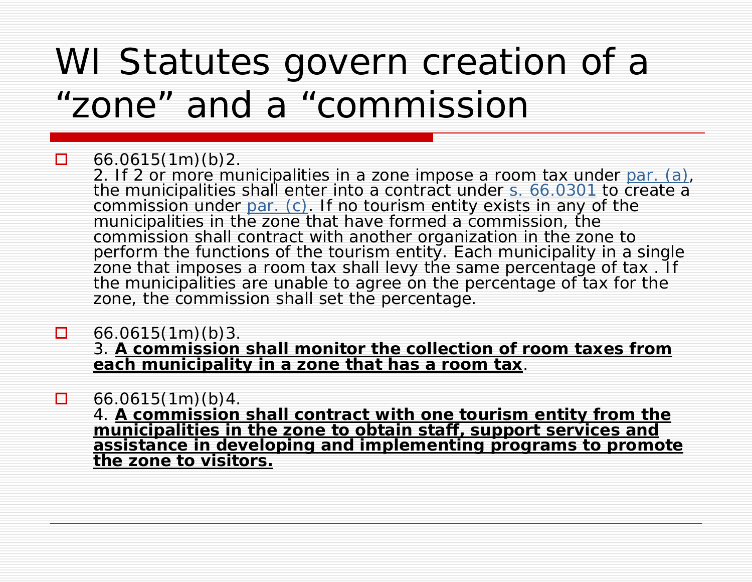# WI Statutes govern creation of a "zone" and a "commission

- 66.0615(1m)(b)2.
  2. If 2 or more municipalities in a zone impose a room tax under par. (a), the municipalities shall enter into a contract under s. 66.0301 to create a commission under par. (c). If no tourism entity exists in any of the municipalities in the zone that have formed a commission, the commission shall contract with another organization in the zone to perform the functions of the tourism entity. Each municipality in a single zone that imposes a room tax shall levy the same percentage of tax . If the municipalities are unable to agree on the percentage of tax for the zone, the commission shall set the percentage.

- 66.0615(1m)(b)3.
  3. **<u>A commission shall monitor the collection of room taxes from each municipality in a zone that has a room tax</u>**.

- 66.0615(1m)(b)4.
  4. **<u>A commission shall contract with one tourism entity from the municipalities in the zone to obtain staff, support services and assistance in developing and implementing programs to promote the zone to visitors.</u>**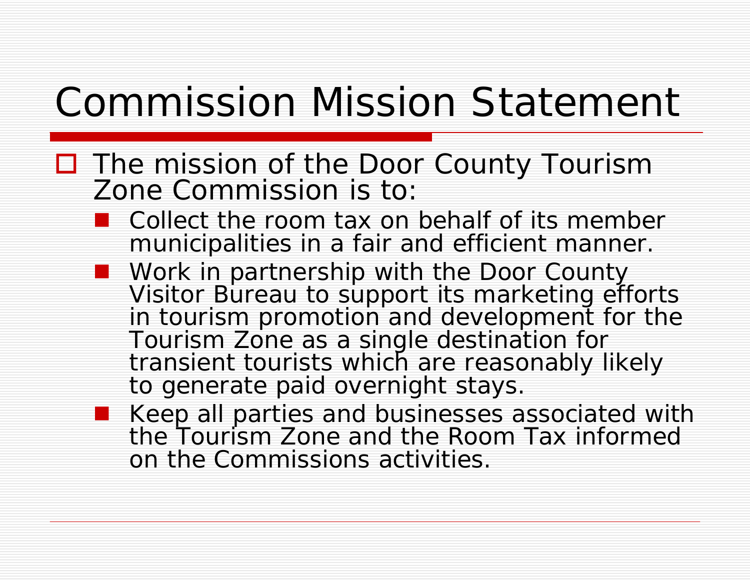# Commission Mission Statement

- The mission of the Door County Tourism Zone Commission is to:
  - Collect the room tax on behalf of its member municipalities in a fair and efficient manner.
  - Work in partnership with the Door County Visitor Bureau to support its marketing efforts in tourism promotion and development for the Tourism Zone as a single destination for transient tourists which are reasonably likely to generate paid overnight stays.
  - Keep all parties and businesses associated with the Tourism Zone and the Room Tax informed on the Commissions activities.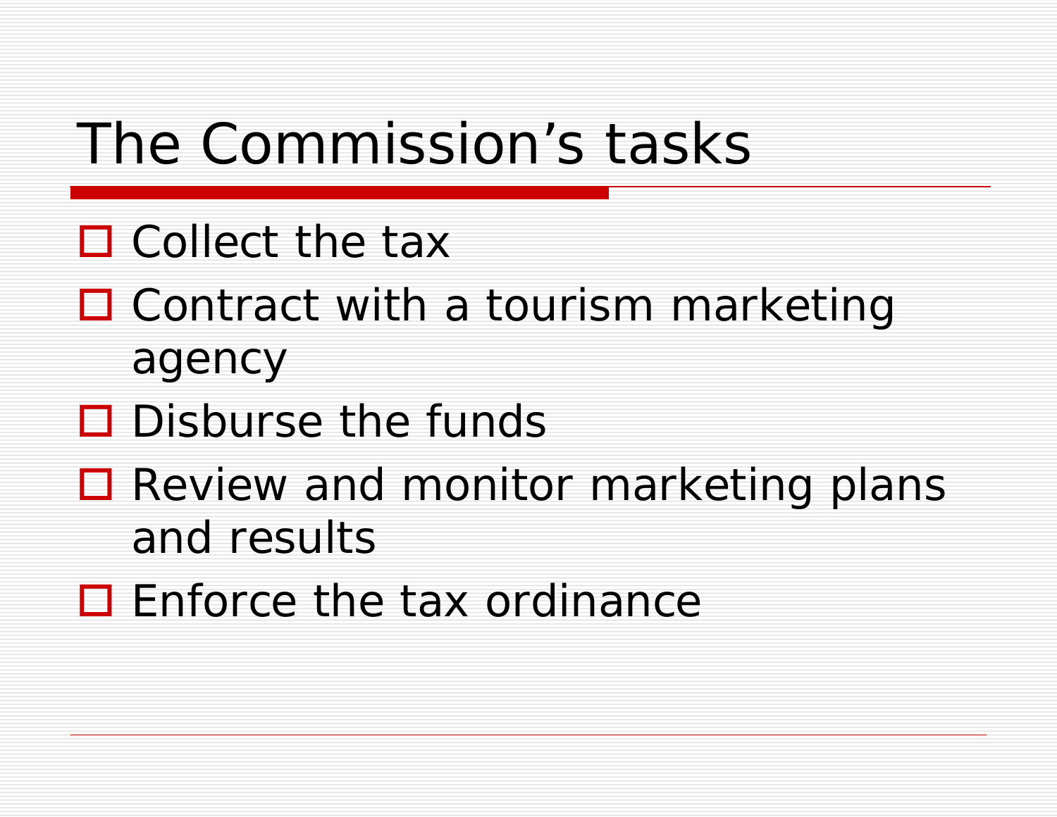# The Commission’s tasks

- Collect the tax
- Contract with a tourism marketing agency
- Disburse the funds
- Review and monitor marketing plans and results
- Enforce the tax ordinance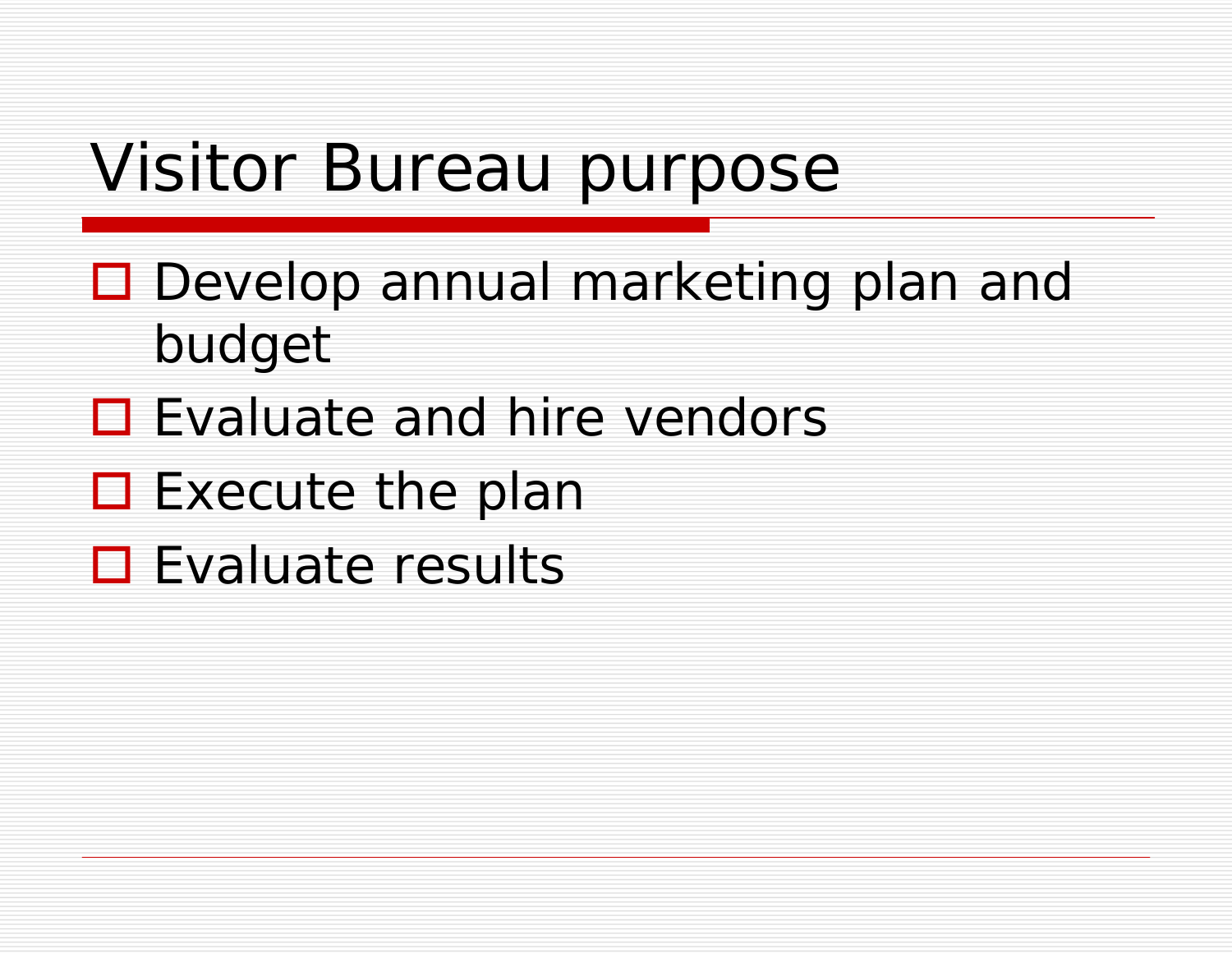# Visitor Bureau purpose

- Develop annual marketing plan and budget
- Evaluate and hire vendors
- Execute the plan
- Evaluate results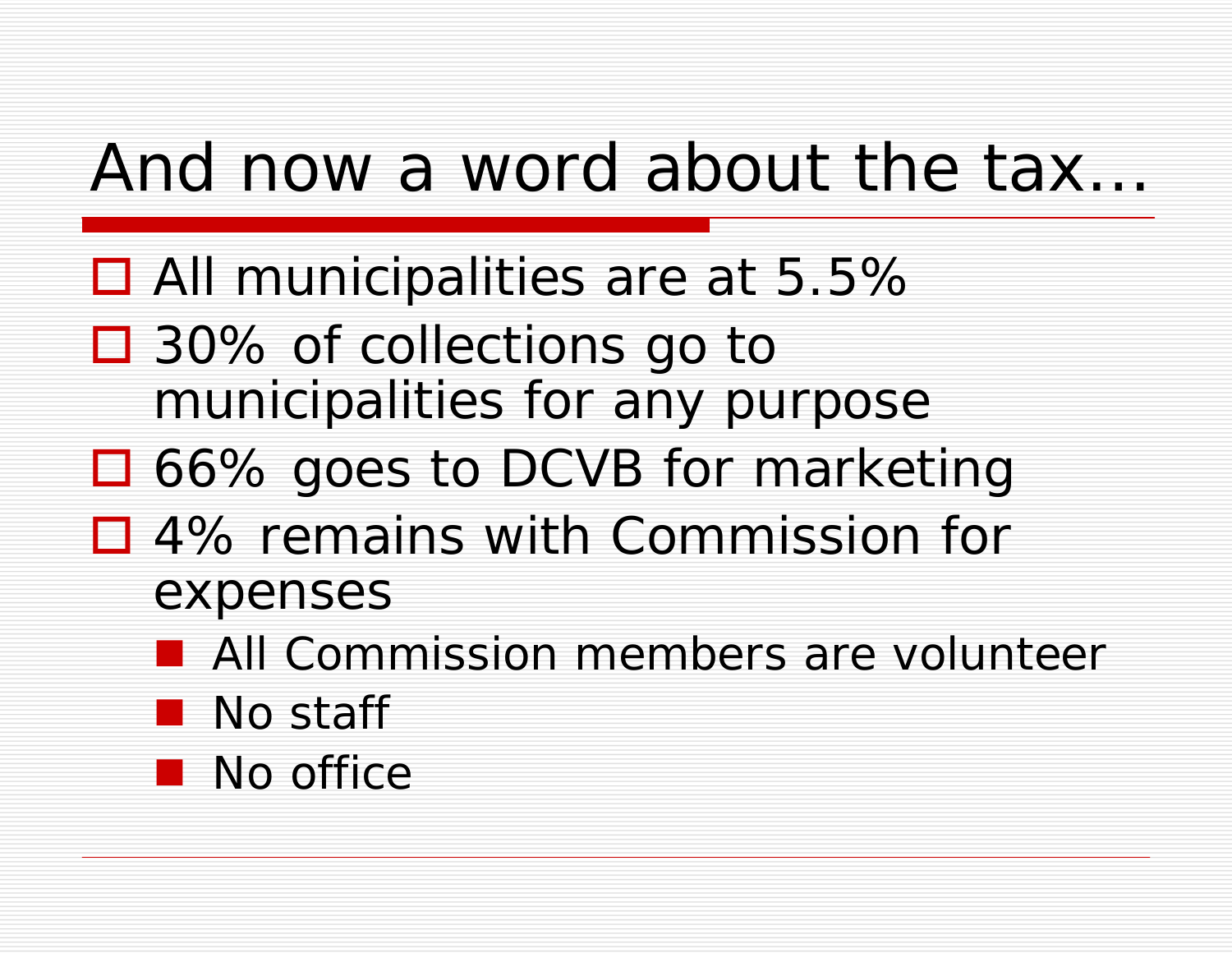# And now a word about the tax…

- All municipalities are at 5.5%
- 30% of collections go to municipalities for any purpose
- 66% goes to DCVB for marketing
- 4% remains with Commission for expenses
  - All Commission members are volunteer
  - No staff
  - No office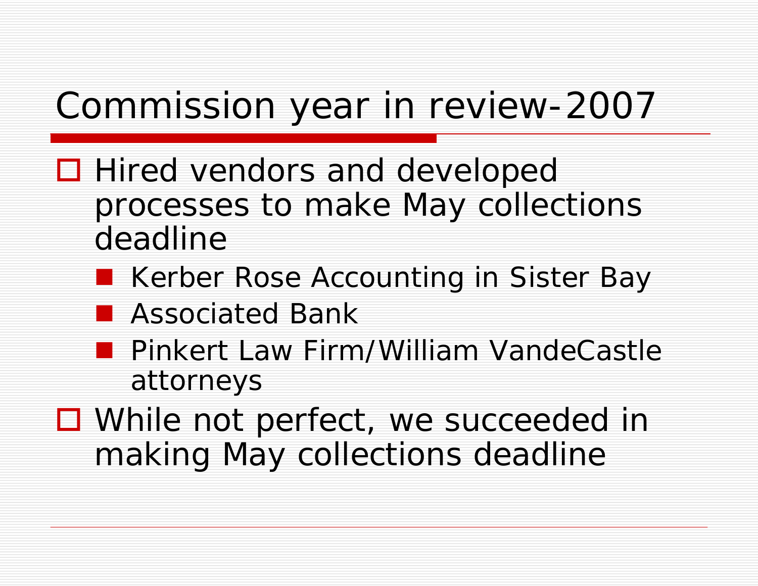# Commission year in review-2007

- Hired vendors and developed processes to make May collections deadline
  - Kerber Rose Accounting in Sister Bay
  - Associated Bank
  - Pinkert Law Firm/William VandeCastle attorneys
- While not perfect, we succeeded in making May collections deadline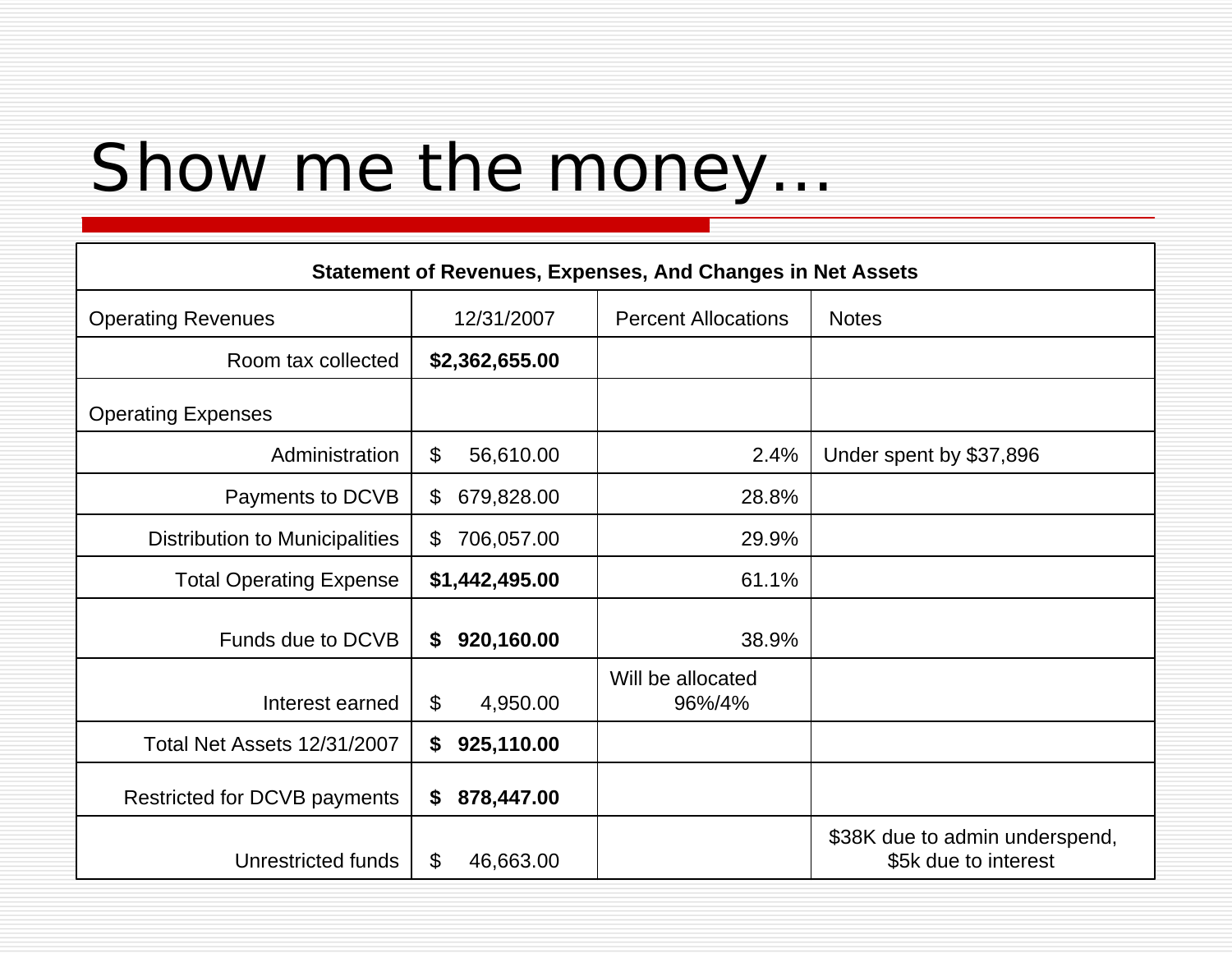# Show me the money…

| Statement of Revenues, Expenses, And Changes in Net Assets | | | |
|---|---|---|---|
| Operating Revenues | 12/31/2007 | Percent Allocations | Notes |
| Room tax collected | **$2,362,655.00** | | |
| Operating Expenses | | | |
| Administration | $ 56,610.00 | 2.4% | Under spent by $37,896 |
| Payments to DCVB | $ 679,828.00 | 28.8% | |
| Distribution to Municipalities | $ 706,057.00 | 29.9% | |
| Total Operating Expense | **$1,442,495.00** | 61.1% | |
| Funds due to DCVB | **$ 920,160.00** | 38.9% | |
| Interest earned | $ 4,950.00 | Will be allocated 96%/4% | |
| Total Net Assets 12/31/2007 | **$ 925,110.00** | | |
| Restricted for DCVB payments | **$ 878,447.00** | | |
| Unrestricted funds | $ 46,663.00 | | $38K due to admin underspend, $5k due to interest |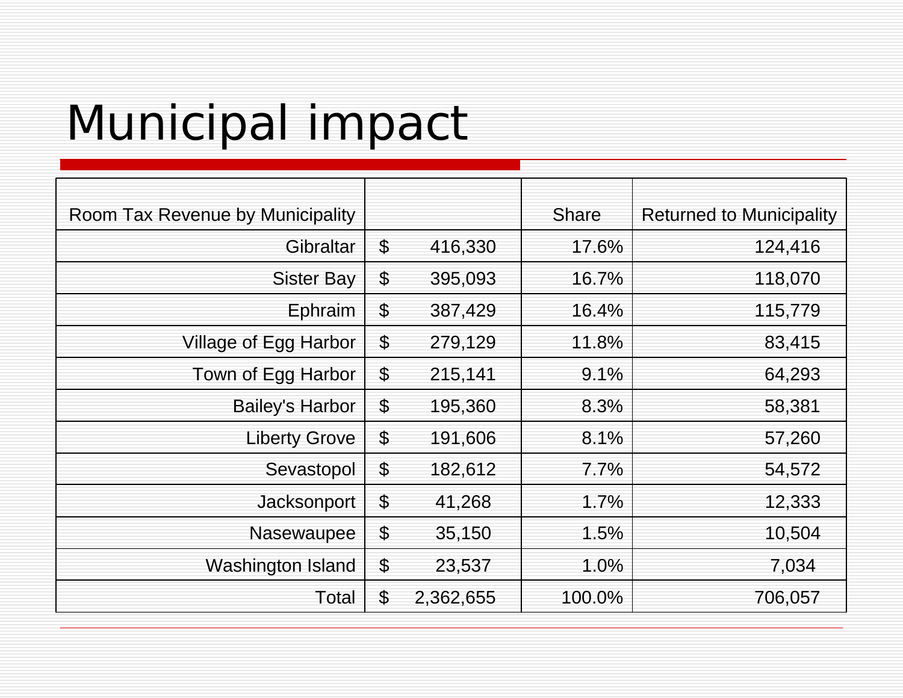# Municipal impact

| Room Tax Revenue by Municipality | | Share | Returned to Municipality |
|---|---|---|---|
| Gibraltar | $ 416,330 | 17.6% | 124,416 |
| Sister Bay | $ 395,093 | 16.7% | 118,070 |
| Ephraim | $ 387,429 | 16.4% | 115,779 |
| Village of Egg Harbor | $ 279,129 | 11.8% | 83,415 |
| Town of Egg Harbor | $ 215,141 | 9.1% | 64,293 |
| Bailey's Harbor | $ 195,360 | 8.3% | 58,381 |
| Liberty Grove | $ 191,606 | 8.1% | 57,260 |
| Sevastopol | $ 182,612 | 7.7% | 54,572 |
| Jacksonport | $ 41,268 | 1.7% | 12,333 |
| Nasewaupee | $ 35,150 | 1.5% | 10,504 |
| Washington Island | $ 23,537 | 1.0% | 7,034 |
| Total | $ 2,362,655 | 100.0% | 706,057 |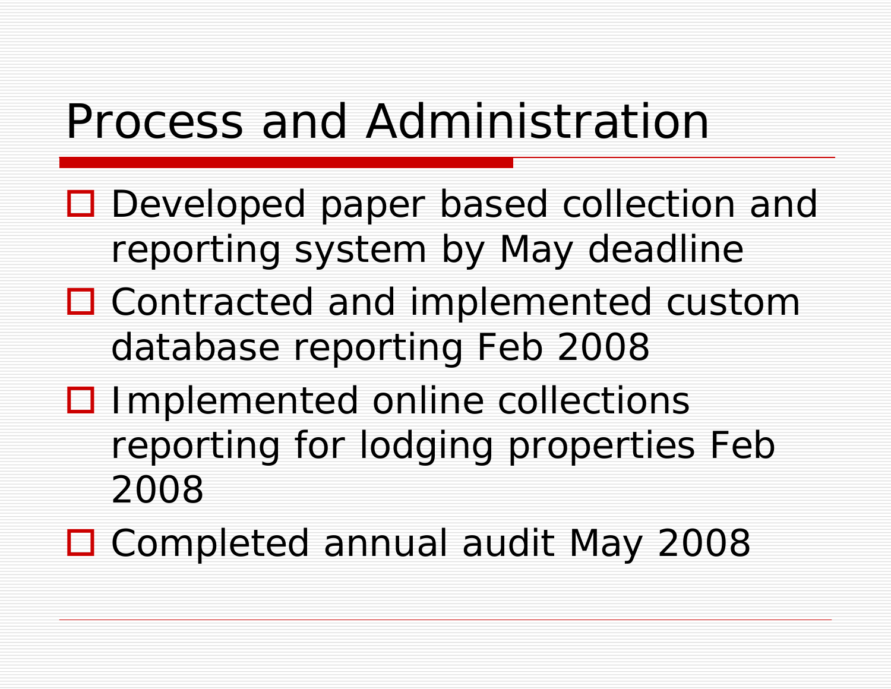# Process and Administration

- Developed paper based collection and reporting system by May deadline
- Contracted and implemented custom database reporting Feb 2008
- Implemented online collections reporting for lodging properties Feb 2008
- Completed annual audit May 2008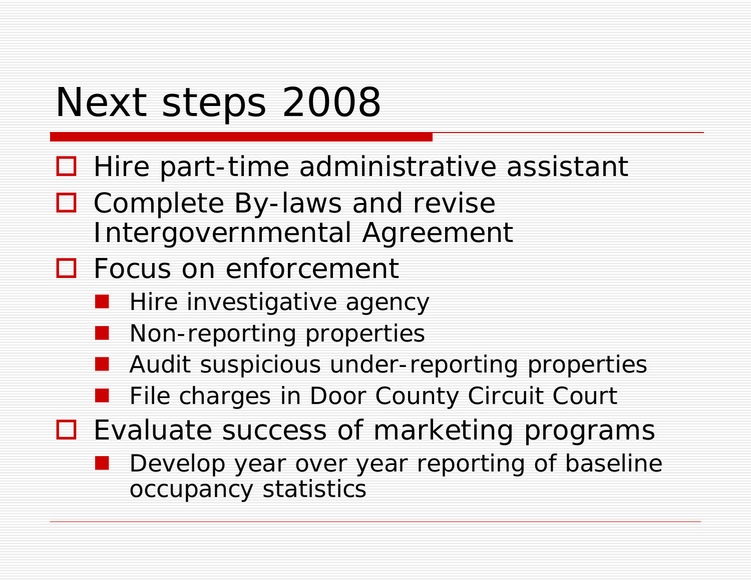# Next steps 2008

- Hire part-time administrative assistant
- Complete By-laws and revise Intergovernmental Agreement
- Focus on enforcement
  - Hire investigative agency
  - Non-reporting properties
  - Audit suspicious under-reporting properties
  - File charges in Door County Circuit Court
- Evaluate success of marketing programs
  - Develop year over year reporting of baseline occupancy statistics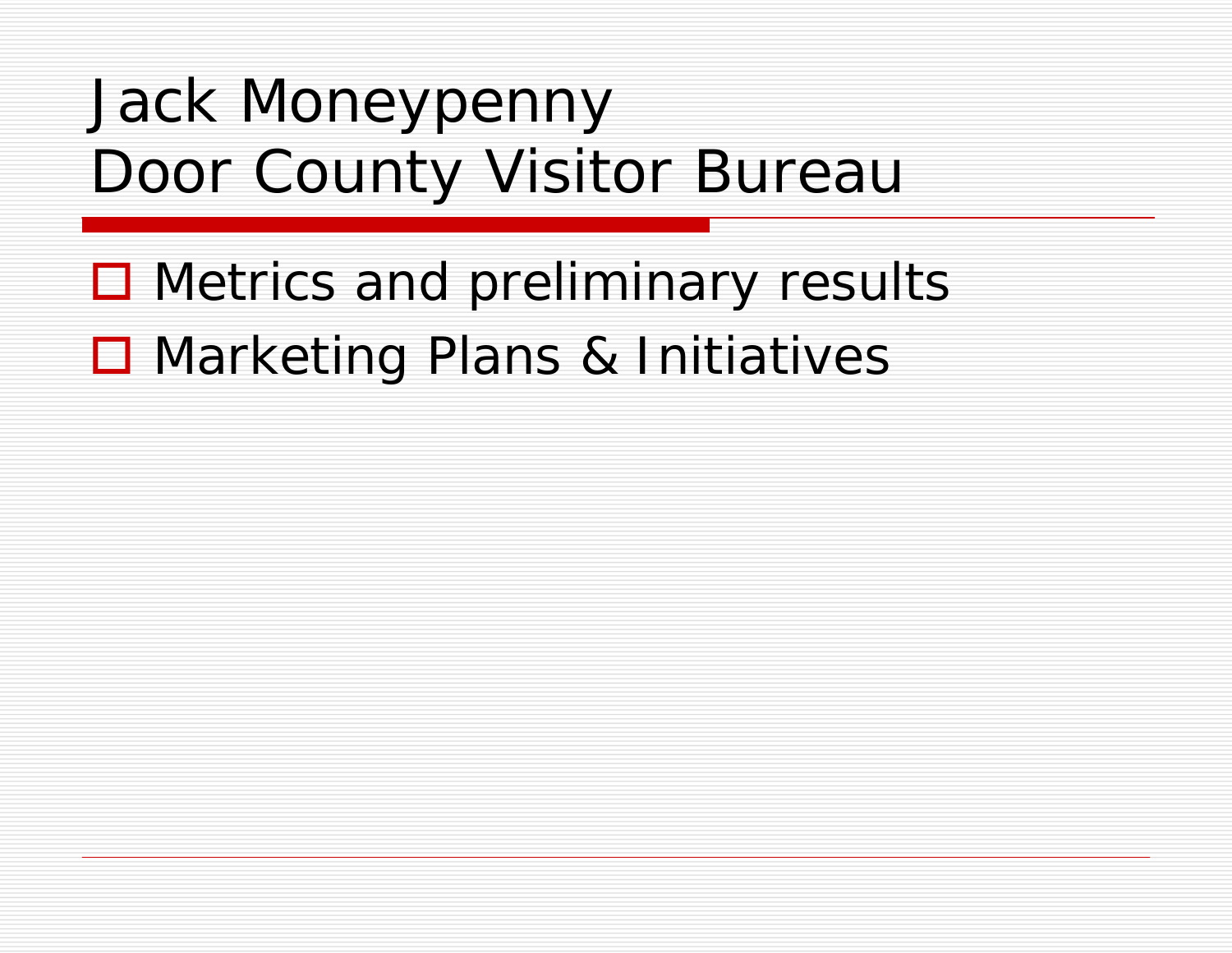# Jack Moneypenny
# Door County Visitor Bureau

- Metrics and preliminary results
- Marketing Plans & Initiatives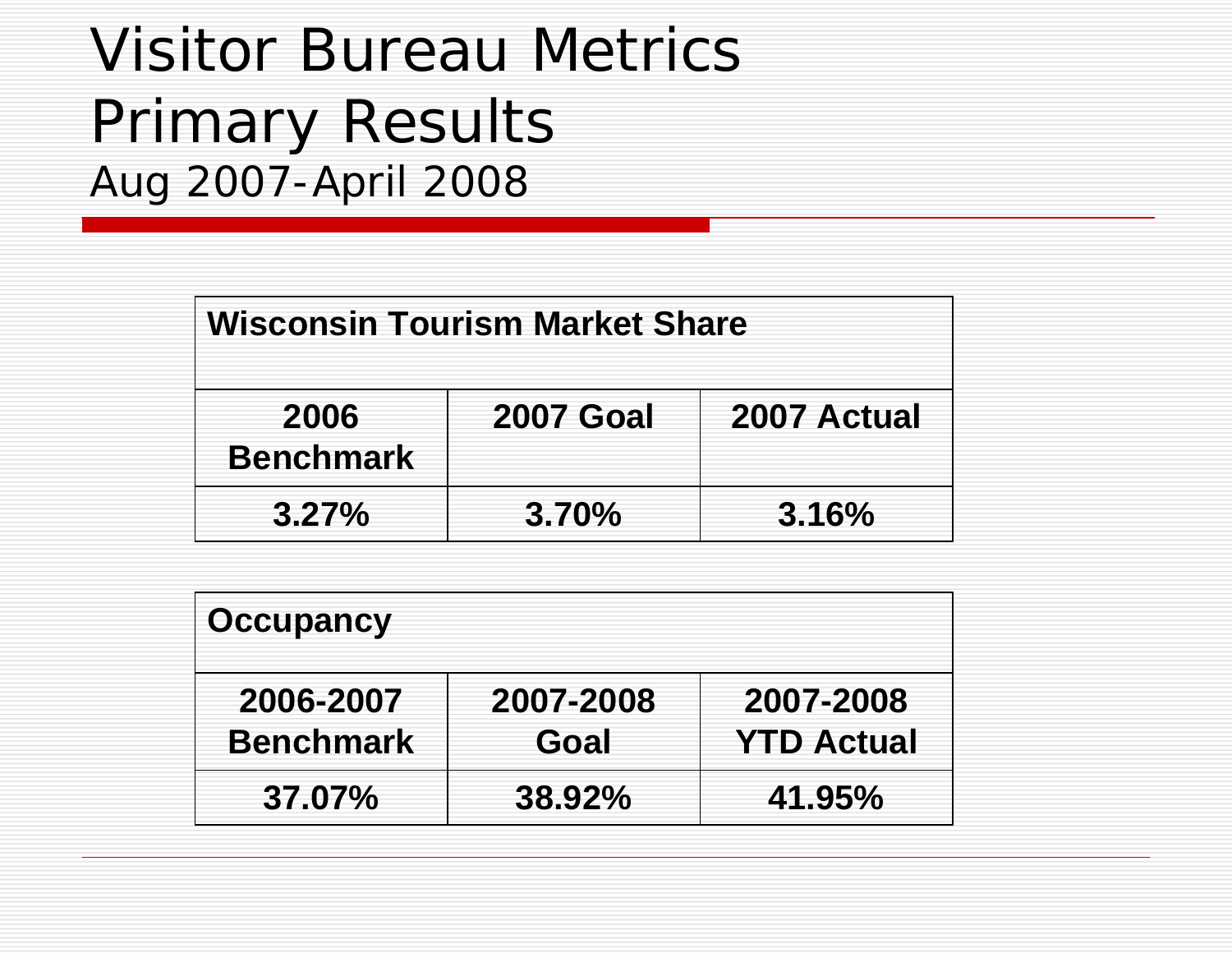# Visitor Bureau Metrics
# Primary Results
## Aug 2007-April 2008

| Wisconsin Tourism Market Share | | |
|---|---|---|
| 2006 Benchmark | 2007 Goal | 2007 Actual |
| 3.27% | 3.70% | 3.16% |

| Occupancy | | |
|---|---|---|
| 2006-2007 Benchmark | 2007-2008 Goal | 2007-2008 YTD Actual |
| 37.07% | 38.92% | 41.95% |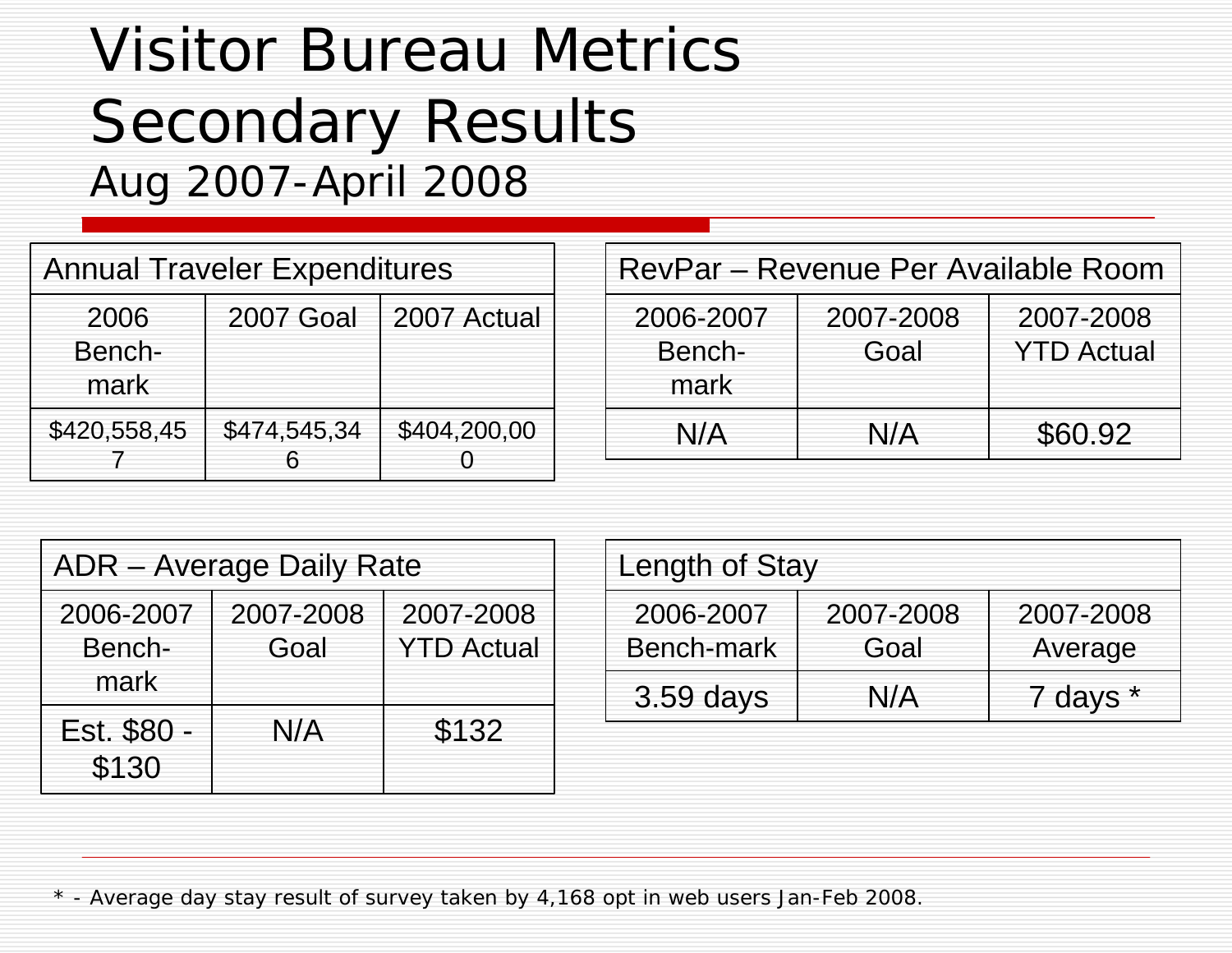# Visitor Bureau Metrics Secondary Results

## Aug 2007-April 2008

| Annual Traveler Expenditures | | |
|---|---|---|
| 2006 Bench-mark | 2007 Goal | 2007 Actual |
| $420,558,457 | $474,545,346 | $404,200,000 |

| RevPar – Revenue Per Available Room | | |
|---|---|---|
| 2006-2007 Bench-mark | 2007-2008 Goal | 2007-2008 YTD Actual |
| N/A | N/A | $60.92 |

| ADR – Average Daily Rate | | |
|---|---|---|
| 2006-2007 Bench-mark | 2007-2008 Goal | 2007-2008 YTD Actual |
| Est. $80 - $130 | N/A | $132 |

| Length of Stay | | |
|---|---|---|
| 2006-2007 Bench-mark | 2007-2008 Goal | 2007-2008 Average |
| 3.59 days | N/A | 7 days * |

* - Average day stay result of survey taken by 4,168 opt in web users Jan-Feb 2008.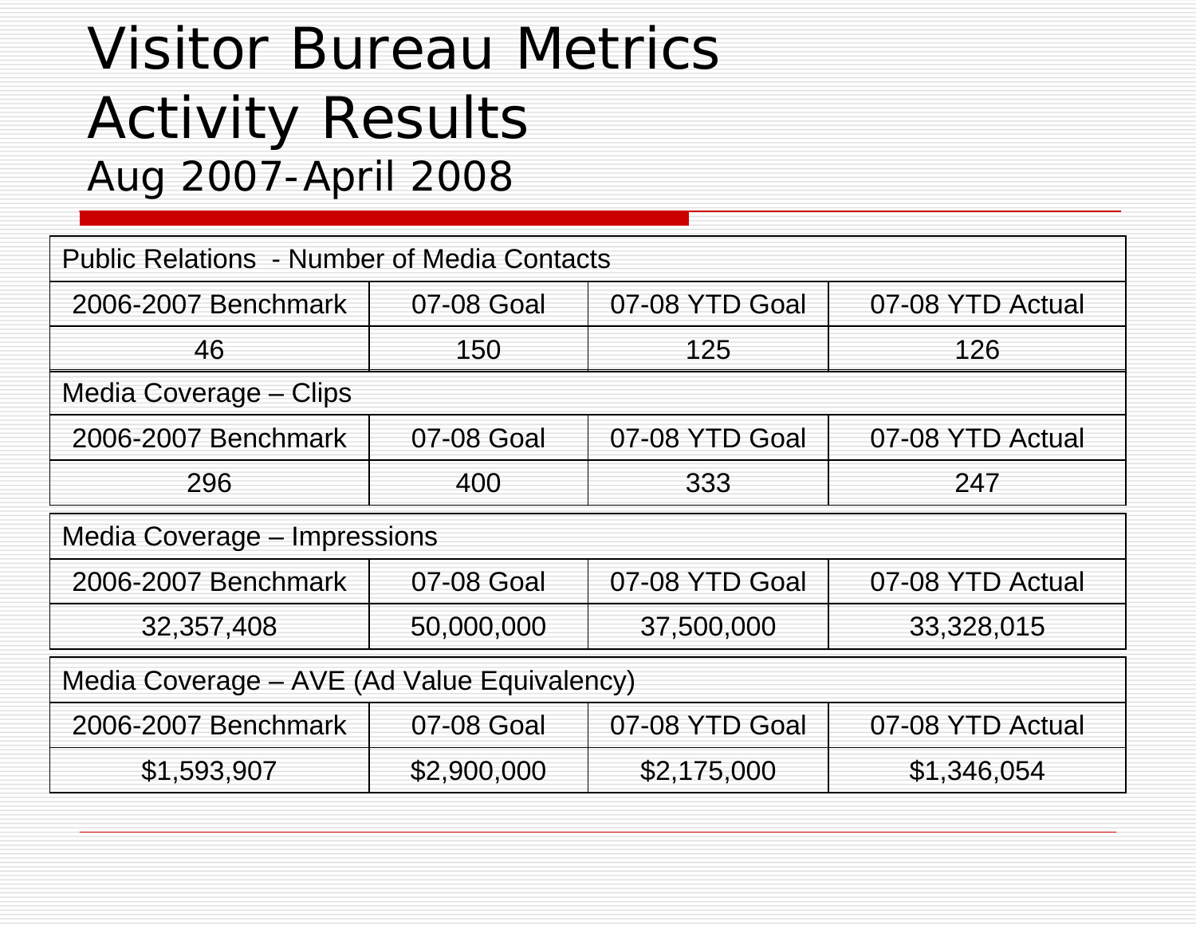# Visitor Bureau Metrics Activity Results

## Aug 2007-April 2008

| Public Relations - Number of Media Contacts | | | |
|---|---|---|---|
| 2006-2007 Benchmark | 07-08 Goal | 07-08 YTD Goal | 07-08 YTD Actual |
| 46 | 150 | 125 | 126 |

| Media Coverage – Clips | | | |
|---|---|---|---|
| 2006-2007 Benchmark | 07-08 Goal | 07-08 YTD Goal | 07-08 YTD Actual |
| 296 | 400 | 333 | 247 |

| Media Coverage – Impressions | | | |
|---|---|---|---|
| 2006-2007 Benchmark | 07-08 Goal | 07-08 YTD Goal | 07-08 YTD Actual |
| 32,357,408 | 50,000,000 | 37,500,000 | 33,328,015 |

| Media Coverage – AVE (Ad Value Equivalency) | | | |
|---|---|---|---|
| 2006-2007 Benchmark | 07-08 Goal | 07-08 YTD Goal | 07-08 YTD Actual |
| $1,593,907 | $2,900,000 | $2,175,000 | $1,346,054 |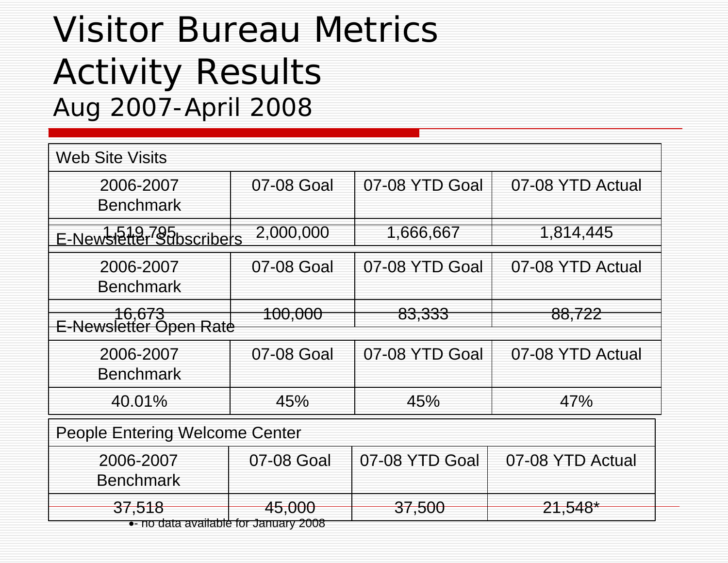# Visitor Bureau Metrics Activity Results

## Aug 2007-April 2008

**Web Site Visits**

| 2006-2007 Benchmark | 07-08 Goal | 07-08 YTD Goal | 07-08 YTD Actual |
|---|---|---|---|
| 1,519,795 | 2,000,000 | 1,666,667 | 1,814,445 |

**E-Newsletter Subscribers**

| 2006-2007 Benchmark | 07-08 Goal | 07-08 YTD Goal | 07-08 YTD Actual |
|---|---|---|---|
| 16,673 | 100,000 | 83,333 | 88,722 |

**E-Newsletter Open Rate**

| 2006-2007 Benchmark | 07-08 Goal | 07-08 YTD Goal | 07-08 YTD Actual |
|---|---|---|---|
| 40.01% | 45% | 45% | 47% |

**People Entering Welcome Center**

| 2006-2007 Benchmark | 07-08 Goal | 07-08 YTD Goal | 07-08 YTD Actual |
|---|---|---|---|
| 37,518 | 45,000 | 37,500 | 21,548* |

- no data available for January 2008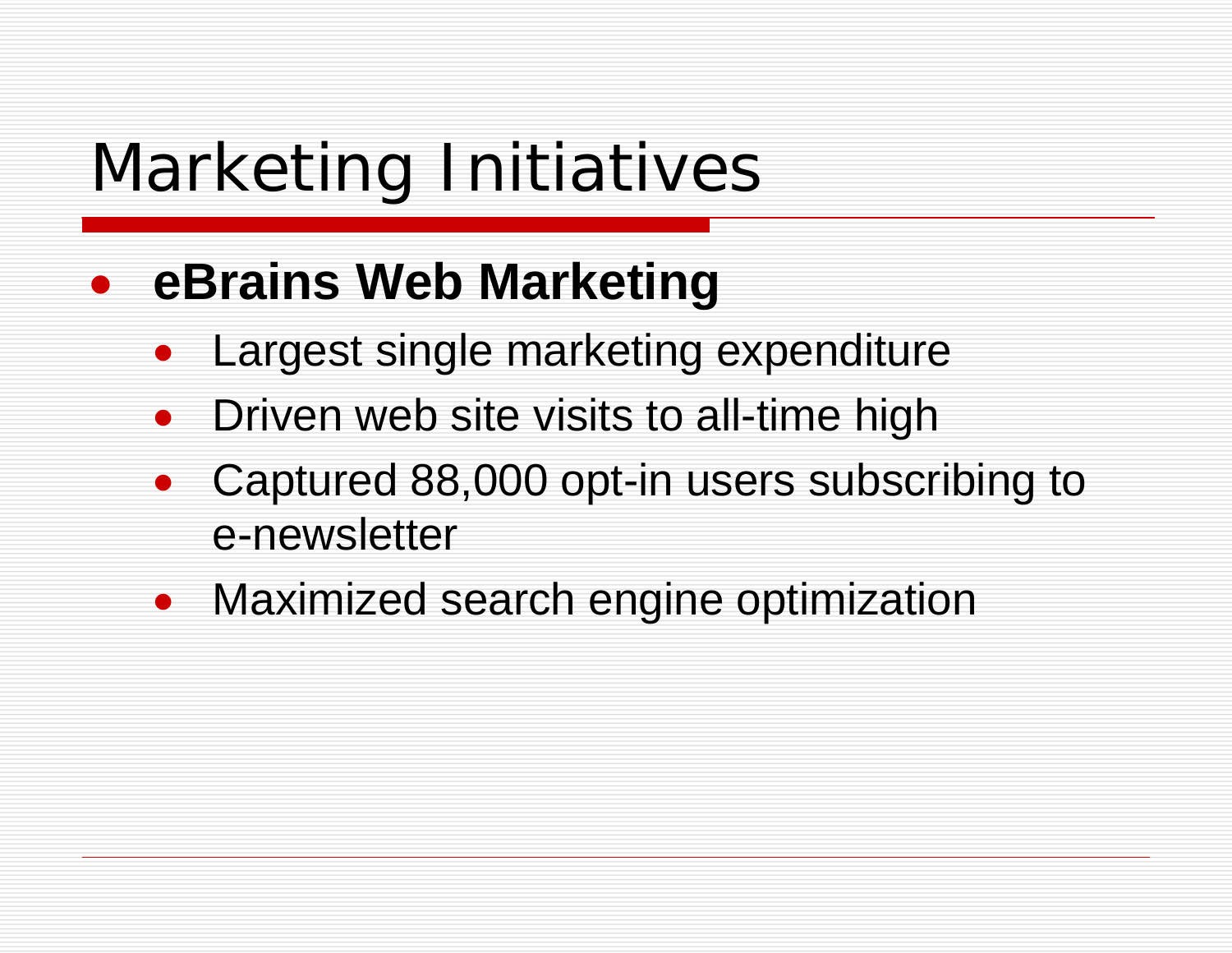# Marketing Initiatives

- **eBrains Web Marketing**
  - Largest single marketing expenditure
  - Driven web site visits to all-time high
  - Captured 88,000 opt-in users subscribing to e-newsletter
  - Maximized search engine optimization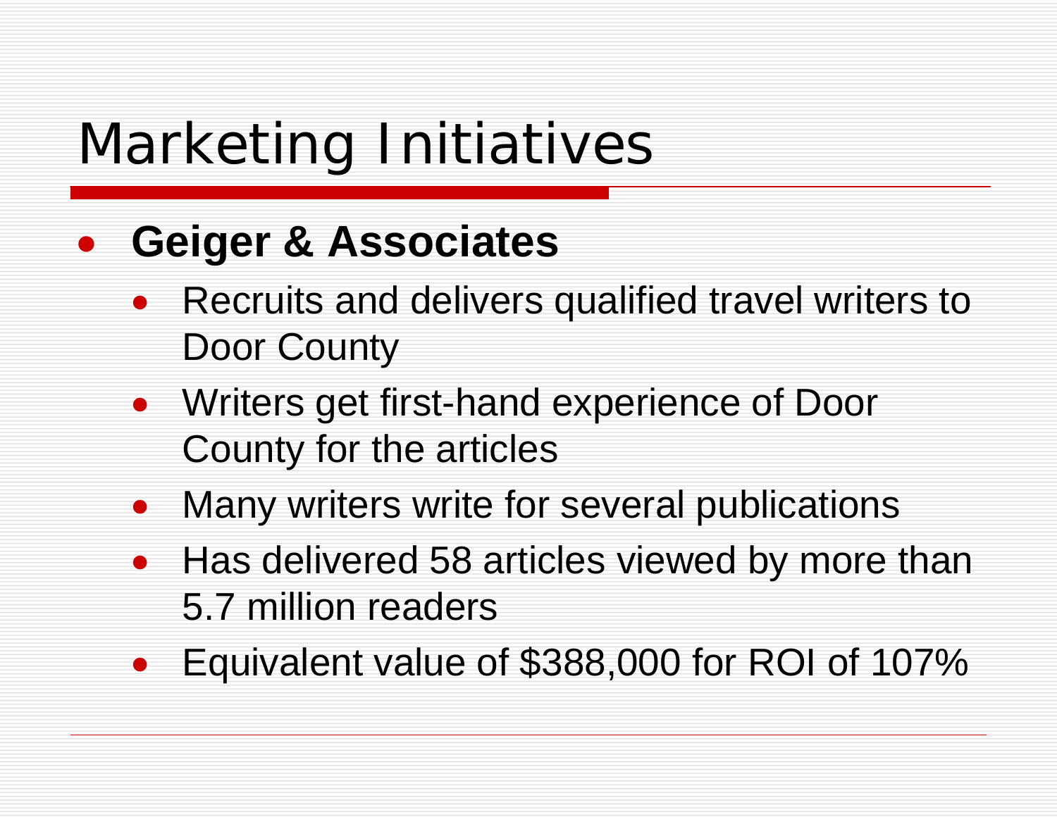# Marketing Initiatives

- **Geiger & Associates**
  - Recruits and delivers qualified travel writers to Door County
  - Writers get first-hand experience of Door County for the articles
  - Many writers write for several publications
  - Has delivered 58 articles viewed by more than 5.7 million readers
  - Equivalent value of $388,000 for ROI of 107%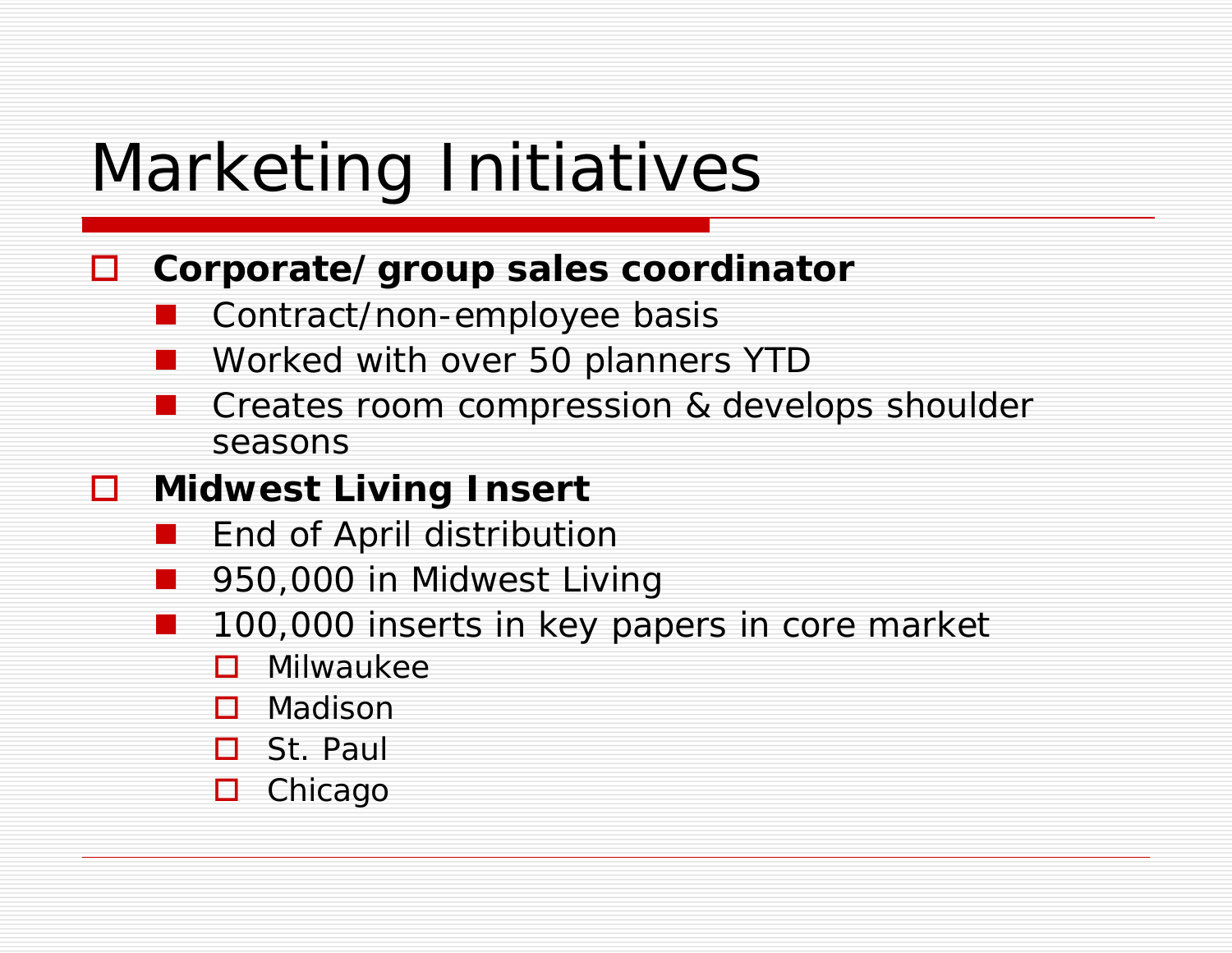# Marketing Initiatives

- **Corporate/group sales coordinator**
  - Contract/non-employee basis
  - Worked with over 50 planners YTD
  - Creates room compression & develops shoulder seasons
- **Midwest Living Insert**
  - End of April distribution
  - 950,000 in Midwest Living
  - 100,000 inserts in key papers in core market
    - Milwaukee
    - Madison
    - St. Paul
    - Chicago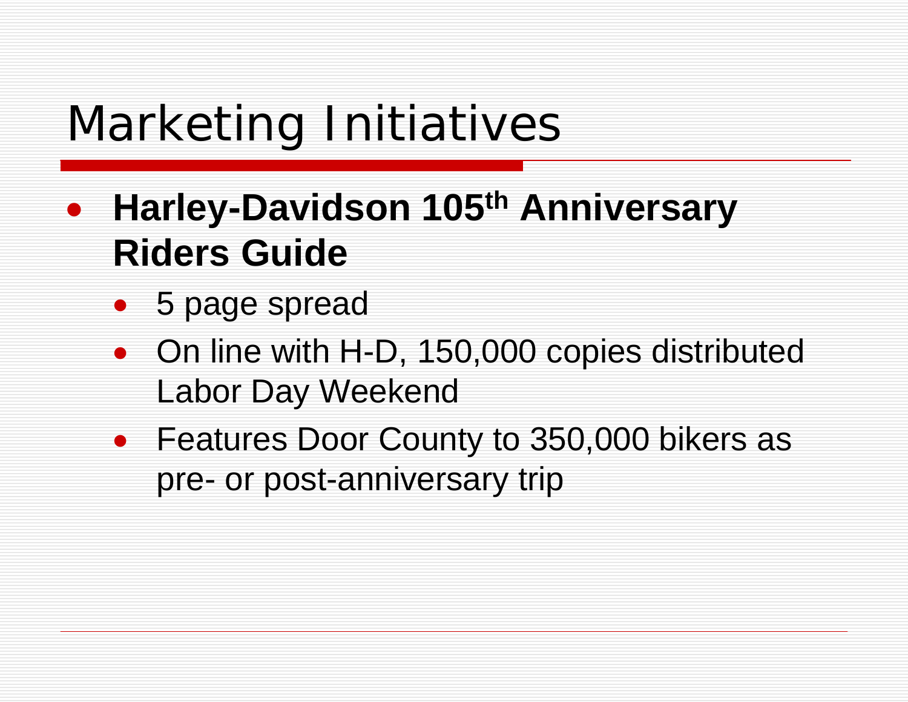# Marketing Initiatives

- **Harley-Davidson 105th Anniversary Riders Guide**
  - 5 page spread
  - On line with H-D, 150,000 copies distributed Labor Day Weekend
  - Features Door County to 350,000 bikers as pre- or post-anniversary trip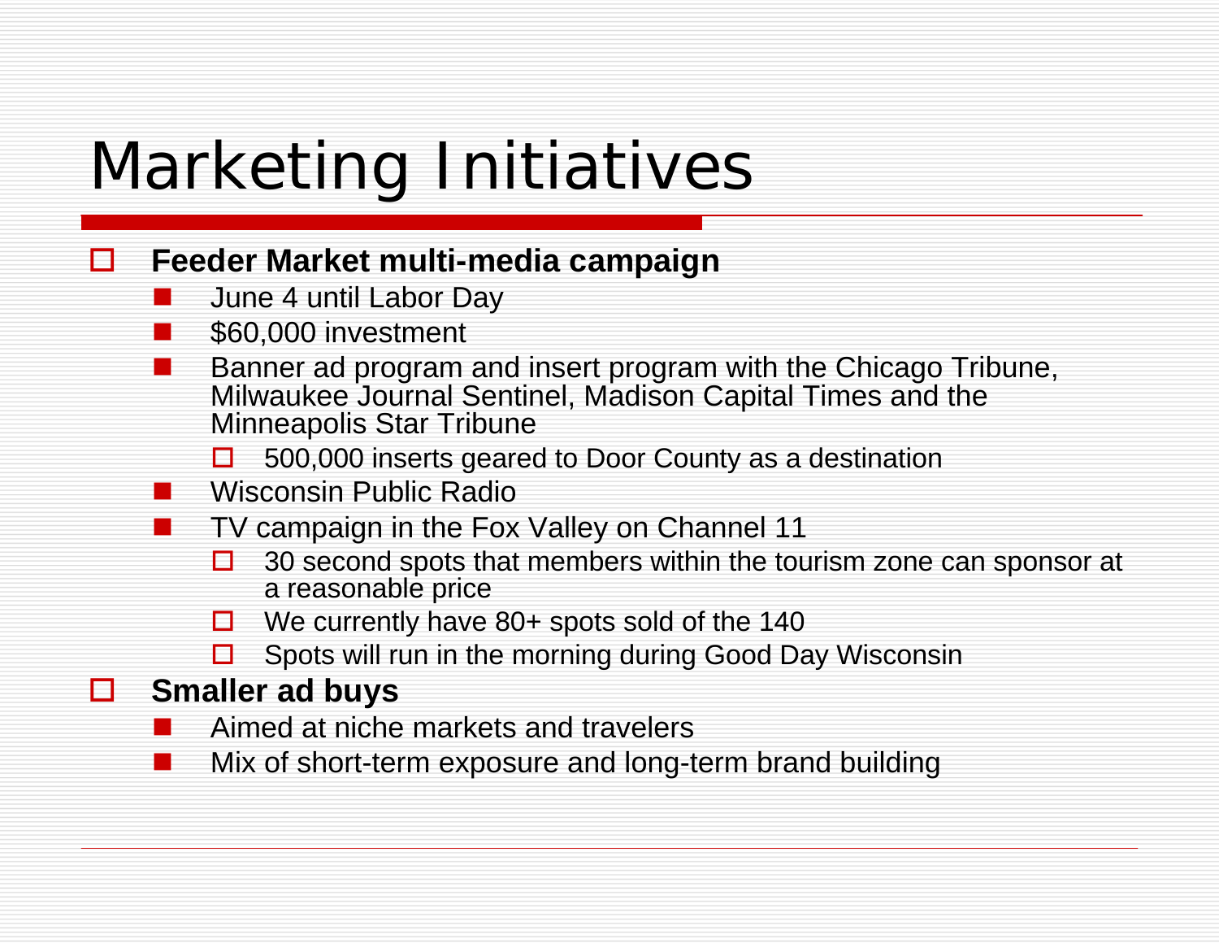# Marketing Initiatives

- **Feeder Market multi-media campaign**
  - June 4 until Labor Day
  - $60,000 investment
  - Banner ad program and insert program with the Chicago Tribune, Milwaukee Journal Sentinel, Madison Capital Times and the Minneapolis Star Tribune
    - 500,000 inserts geared to Door County as a destination
  - Wisconsin Public Radio
  - TV campaign in the Fox Valley on Channel 11
    - 30 second spots that members within the tourism zone can sponsor at a reasonable price
    - We currently have 80+ spots sold of the 140
    - Spots will run in the morning during Good Day Wisconsin
- **Smaller ad buys**
  - Aimed at niche markets and travelers
  - Mix of short-term exposure and long-term brand building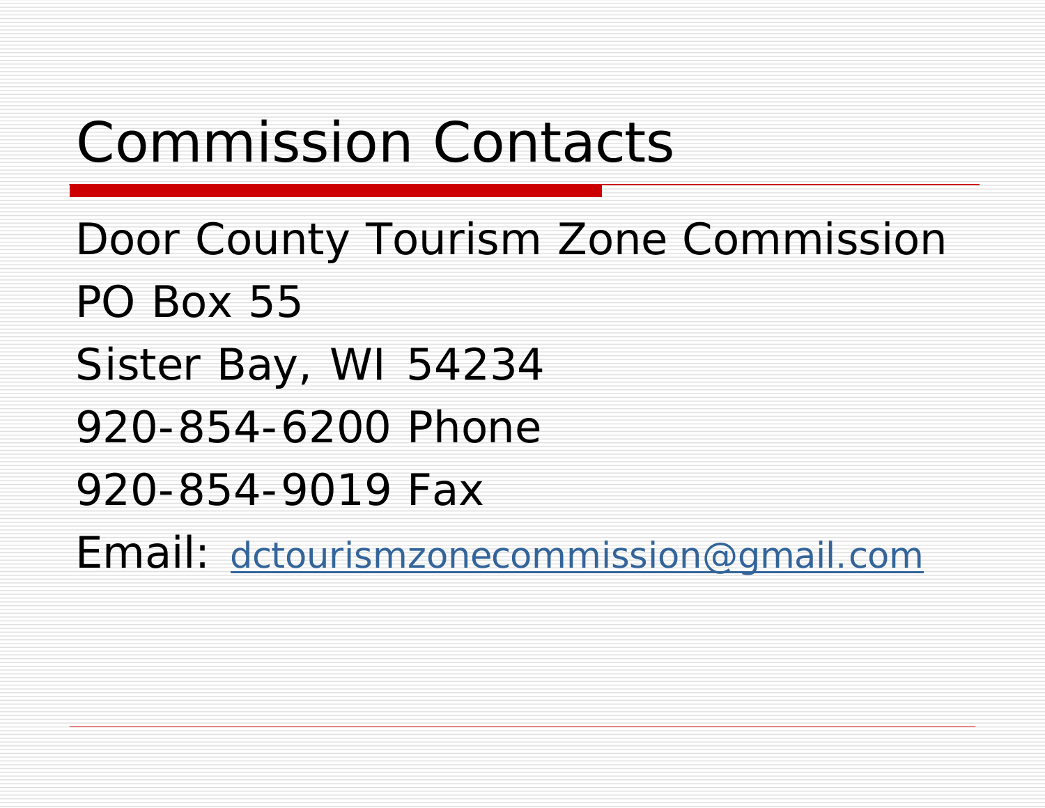# Commission Contacts

Door County Tourism Zone Commission

PO Box 55

Sister Bay, WI 54234

920-854-6200 Phone

920-854-9019 Fax

Email: dctourismzonecommission@gmail.com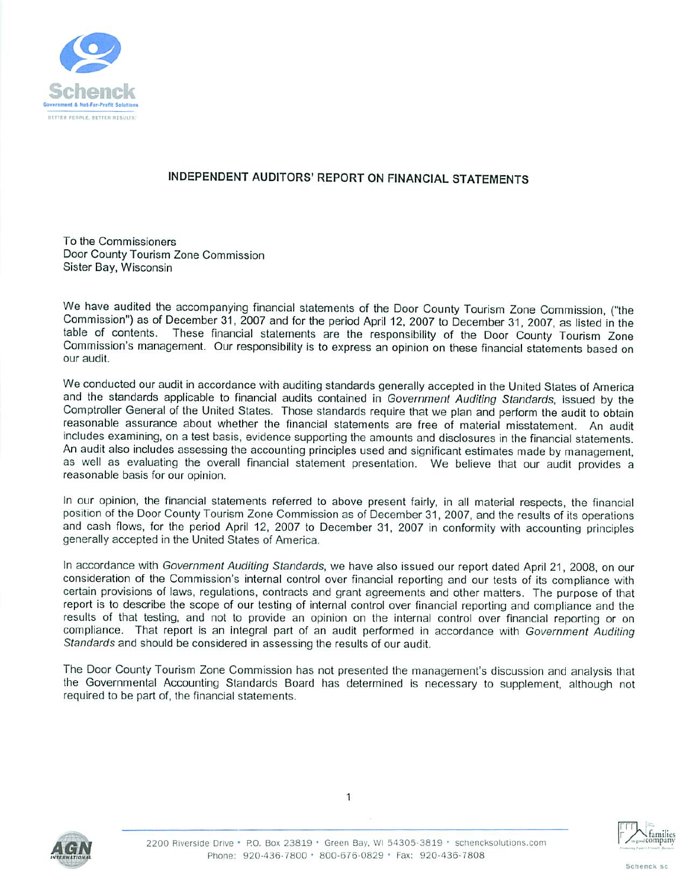# INDEPENDENT AUDITORS' REPORT ON FINANCIAL STATEMENTS

To the Commissioners
Door County Tourism Zone Commission
Sister Bay, Wisconsin

We have audited the accompanying financial statements of the Door County Tourism Zone Commission, ("the Commission") as of December 31, 2007 and for the period April 12, 2007 to December 31, 2007, as listed in the table of contents. These financial statements are the responsibility of the Door County Tourism Zone Commission's management. Our responsibility is to express an opinion on these financial statements based on our audit.

We conducted our audit in accordance with auditing standards generally accepted in the United States of America and the standards applicable to financial audits contained in *Government Auditing Standards*, issued by the Comptroller General of the United States. Those standards require that we plan and perform the audit to obtain reasonable assurance about whether the financial statements are free of material misstatement. An audit includes examining, on a test basis, evidence supporting the amounts and disclosures in the financial statements. An audit also includes assessing the accounting principles used and significant estimates made by management, as well as evaluating the overall financial statement presentation. We believe that our audit provides a reasonable basis for our opinion.

In our opinion, the financial statements referred to above present fairly, in all material respects, the financial position of the Door County Tourism Zone Commission as of December 31, 2007, and the results of its operations and cash flows, for the period April 12, 2007 to December 31, 2007 in conformity with accounting principles generally accepted in the United States of America.

In accordance with *Government Auditing Standards*, we have also issued our report dated April 21, 2008, on our consideration of the Commission's internal control over financial reporting and our tests of its compliance with certain provisions of laws, regulations, contracts and grant agreements and other matters. The purpose of that report is to describe the scope of our testing of internal control over financial reporting and compliance and the results of that testing, and not to provide an opinion on the internal control over financial reporting or on compliance. That report is an integral part of an audit performed in accordance with *Government Auditing Standards* and should be considered in assessing the results of our audit.

The Door County Tourism Zone Commission has not presented the management's discussion and analysis that the Governmental Accounting Standards Board has determined is necessary to supplement, although not required to be part of, the financial statements.

2200 Riverside Drive • P.O. Box 23819 • Green Bay, WI 54305-3819 • schencksolutions.com
Phone: 920-436-7800 • 800-676-0829 • Fax: 920-436-7808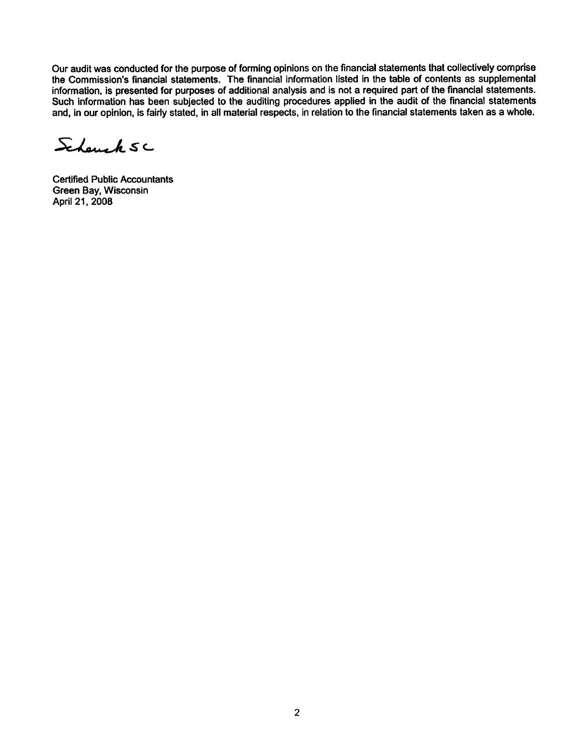Our audit was conducted for the purpose of forming opinions on the financial statements that collectively comprise the Commission's financial statements. The financial information listed in the table of contents as supplemental information, is presented for purposes of additional analysis and is not a required part of the financial statements. Such information has been subjected to the auditing procedures applied in the audit of the financial statements and, in our opinion, is fairly stated, in all material respects, in relation to the financial statements taken as a whole.

Schenck SC

Certified Public Accountants
Green Bay, Wisconsin
April 21, 2008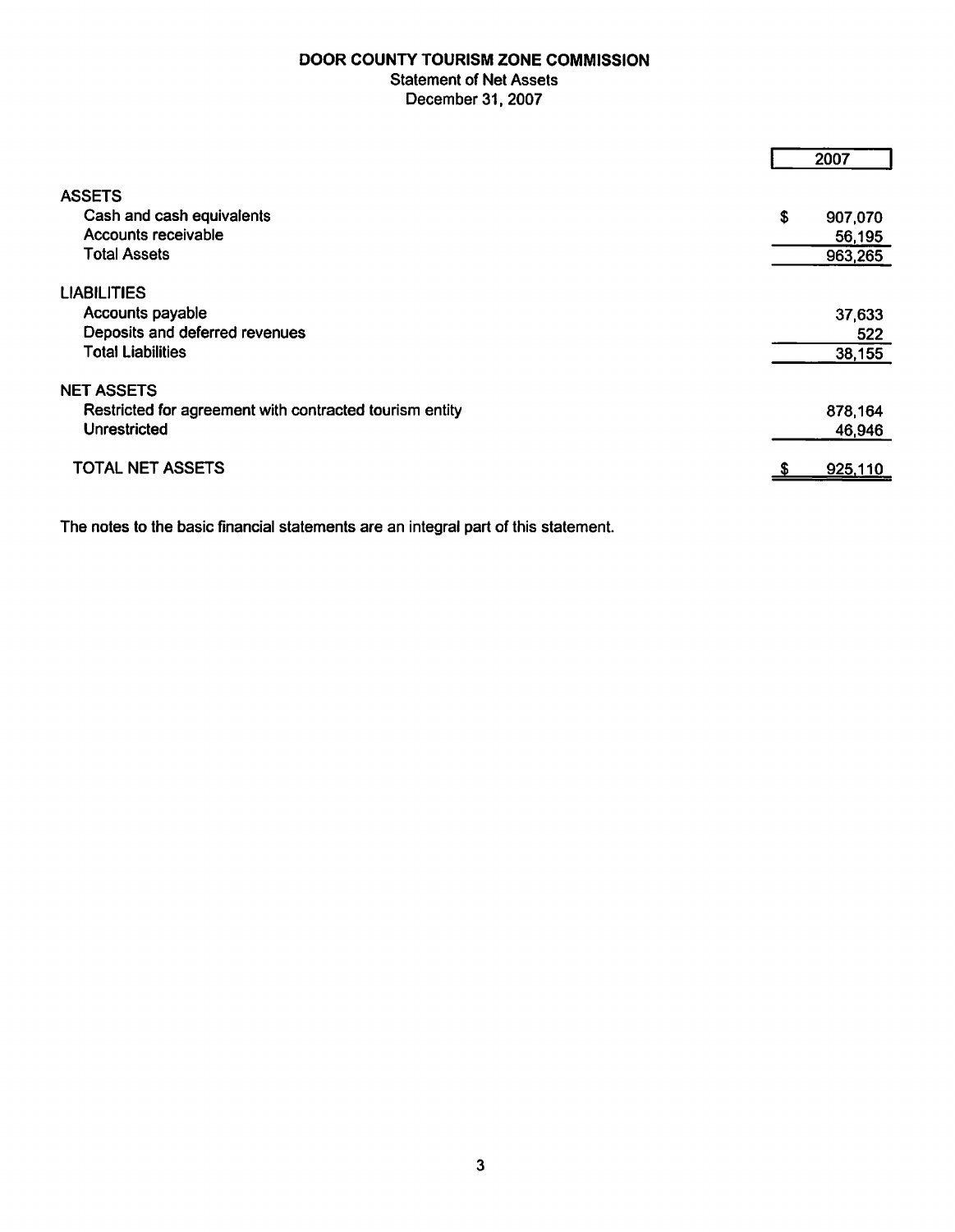# DOOR COUNTY TOURISM ZONE COMMISSION

Statement of Net Assets

December 31, 2007

| | 2007 |
|---|---|
| **ASSETS** | |
| Cash and cash equivalents | $ 907,070 |
| Accounts receivable | 56,195 |
| Total Assets | 963,265 |
| **LIABILITIES** | |
| Accounts payable | 37,633 |
| Deposits and deferred revenues | 522 |
| Total Liabilities | 38,155 |
| **NET ASSETS** | |
| Restricted for agreement with contracted tourism entity | 878,164 |
| Unrestricted | 46,946 |
| TOTAL NET ASSETS | $ 925,110 |

The notes to the basic financial statements are an integral part of this statement.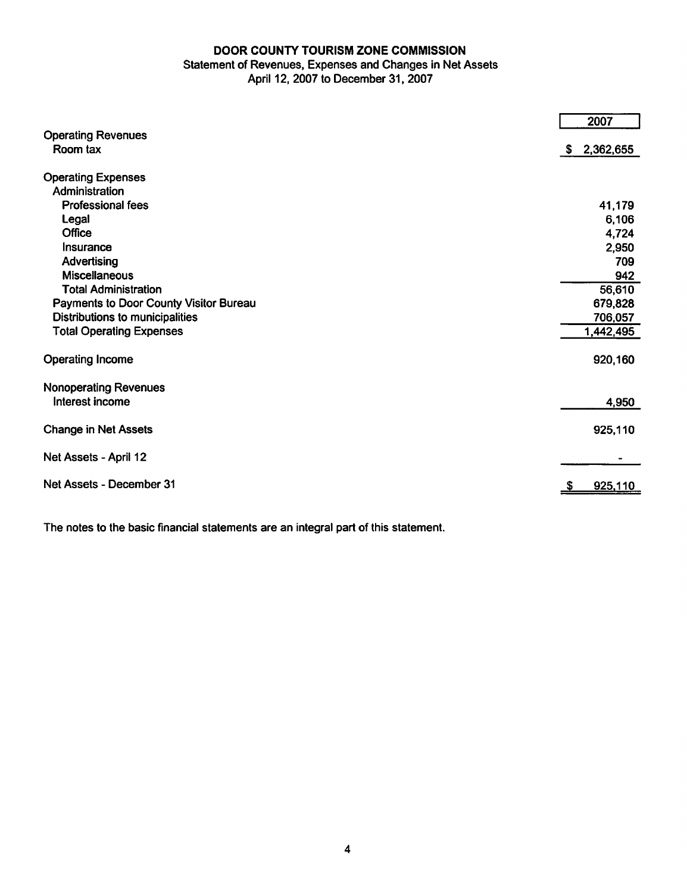# DOOR COUNTY TOURISM ZONE COMMISSION

## Statement of Revenues, Expenses and Changes in Net Assets

### April 12, 2007 to December 31, 2007

| | 2007 |
|---|---|
| **Operating Revenues** | |
| Room tax | $ 2,362,655 |
| | |
| **Operating Expenses** | |
| Administration | |
| Professional fees | 41,179 |
| Legal | 6,106 |
| Office | 4,724 |
| Insurance | 2,950 |
| Advertising | 709 |
| Miscellaneous | 942 |
| Total Administration | 56,610 |
| Payments to Door County Visitor Bureau | 679,828 |
| Distributions to municipalities | 706,057 |
| Total Operating Expenses | 1,442,495 |
| | |
| Operating Income | 920,160 |
| | |
| **Nonoperating Revenues** | |
| Interest income | 4,950 |
| | |
| Change in Net Assets | 925,110 |
| | |
| Net Assets - April 12 | - |
| | |
| Net Assets - December 31 | $ 925,110 |

The notes to the basic financial statements are an integral part of this statement.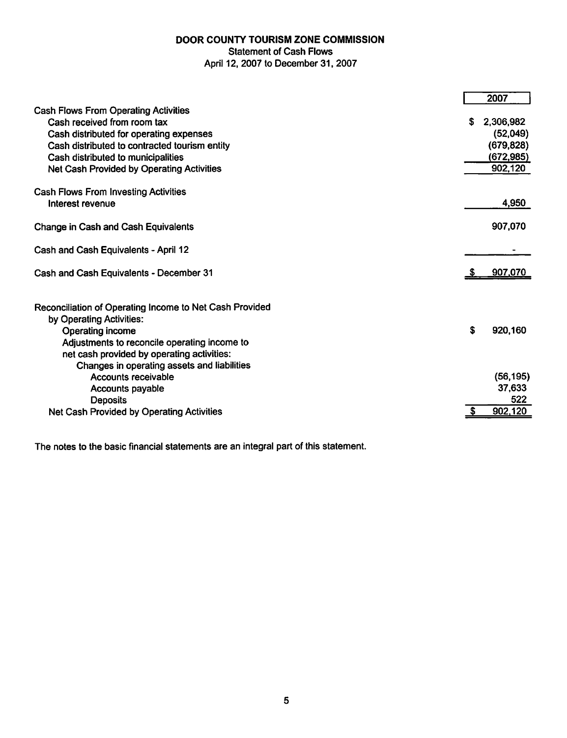# DOOR COUNTY TOURISM ZONE COMMISSION

Statement of Cash Flows

April 12, 2007 to December 31, 2007

| | 2007 |
|---|---|
| **Cash Flows From Operating Activities** | |
| Cash received from room tax | $ 2,306,982 |
| Cash distributed for operating expenses | (52,049) |
| Cash distributed to contracted tourism entity | (679,828) |
| Cash distributed to municipalities | (672,985) |
| Net Cash Provided by Operating Activities | 902,120 |
| **Cash Flows From Investing Activities** | |
| Interest revenue | 4,950 |
| Change in Cash and Cash Equivalents | 907,070 |
| Cash and Cash Equivalents - April 12 | - |
| Cash and Cash Equivalents - December 31 | $ 907,070 |
| **Reconciliation of Operating Income to Net Cash Provided by Operating Activities:** | |
| Operating income | $ 920,160 |
| Adjustments to reconcile operating income to net cash provided by operating activities: | |
| Changes in operating assets and liabilities | |
| Accounts receivable | (56,195) |
| Accounts payable | 37,633 |
| Deposits | 522 |
| Net Cash Provided by Operating Activities | $ 902,120 |

The notes to the basic financial statements are an integral part of this statement.